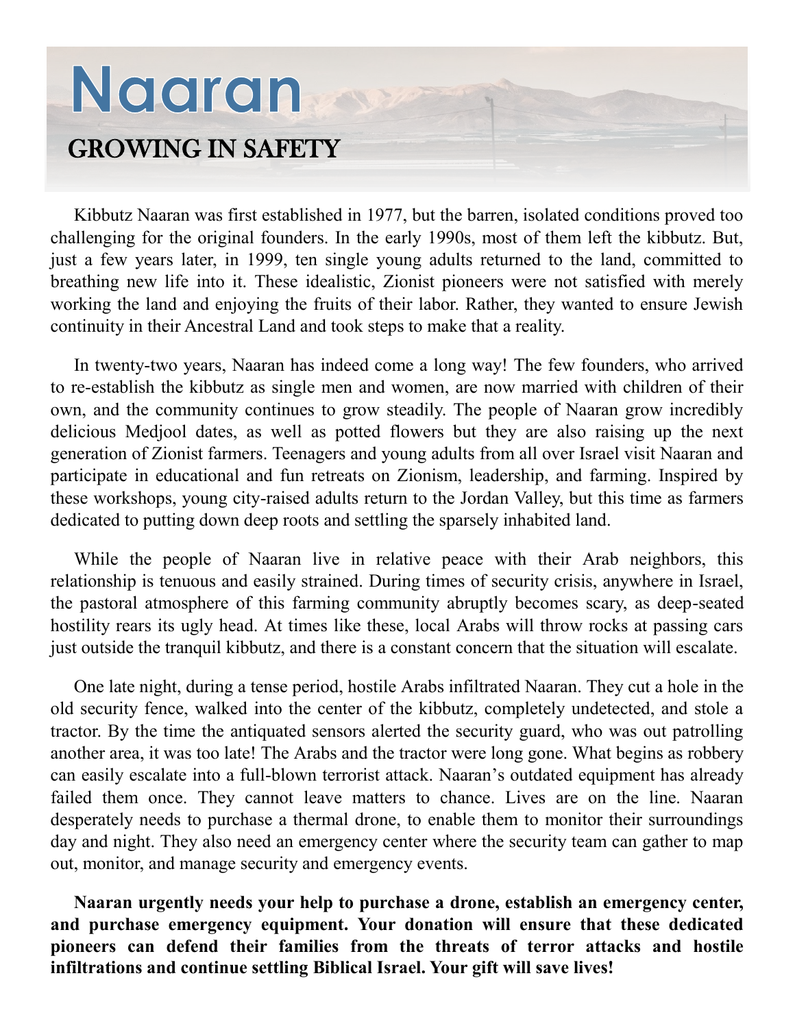# Naaran

## GROWING IN SAFETY

Kibbutz Naaran was first established in 1977, but the barren, isolated conditions proved too challenging for the original founders. In the early 1990s, most of them left the kibbutz. But, just a few years later, in 1999, ten single young adults returned to the land, committed to breathing new life into it. These idealistic, Zionist pioneers were not satisfied with merely working the land and enjoying the fruits of their labor. Rather, they wanted to ensure Jewish continuity in their Ancestral Land and took steps to make that a reality.

In twenty-two years, Naaran has indeed come a long way! The few founders, who arrived to re-establish the kibbutz as single men and women, are now married with children of their own, and the community continues to grow steadily. The people of Naaran grow incredibly delicious Medjool dates, as well as potted flowers but they are also raising up the next generation of Zionist farmers. Teenagers and young adults from all over Israel visit Naaran and participate in educational and fun retreats on Zionism, leadership, and farming. Inspired by these workshops, young city-raised adults return to the Jordan Valley, but this time as farmers dedicated to putting down deep roots and settling the sparsely inhabited land.

While the people of Naaran live in relative peace with their Arab neighbors, this relationship is tenuous and easily strained. During times of security crisis, anywhere in Israel, the pastoral atmosphere of this farming community abruptly becomes scary, as deep-seated hostility rears its ugly head. At times like these, local Arabs will throw rocks at passing cars just outside the tranquil kibbutz, and there is a constant concern that the situation will escalate.

One late night, during a tense period, hostile Arabs infiltrated Naaran. They cut a hole in the old security fence, walked into the center of the kibbutz, completely undetected, and stole a tractor. By the time the antiquated sensors alerted the security guard, who was out patrolling another area, it was too late! The Arabs and the tractor were long gone. What begins as robbery can easily escalate into a full-blown terrorist attack. Naaran's outdated equipment has already failed them once. They cannot leave matters to chance. Lives are on the line. Naaran desperately needs to purchase a thermal drone, to enable them to monitor their surroundings day and night. They also need an emergency center where the security team can gather to map out, monitor, and manage security and emergency events.

**Naaran urgently needs your help to purchase a drone, establish an emergency center, and purchase emergency equipment. Your donation will ensure that these dedicated pioneers can defend their families from the threats of terror attacks and hostile infiltrations and continue settling Biblical Israel. Your gift will save lives!**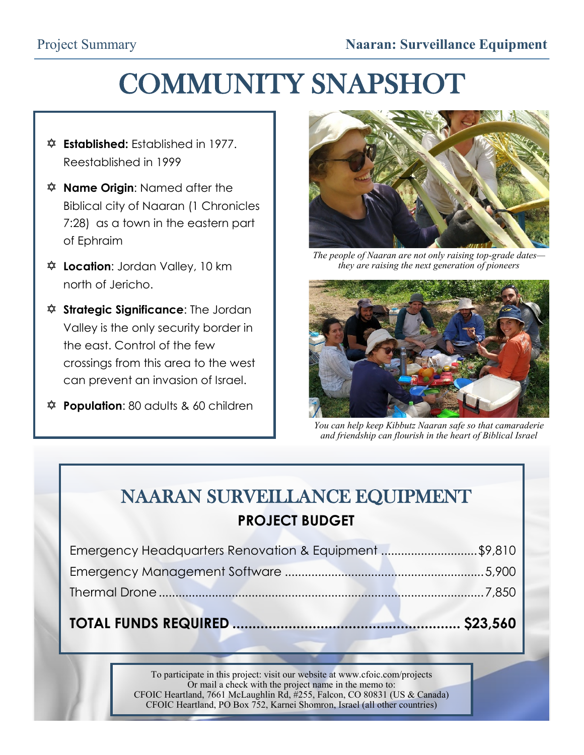# COMMUNITY SNAPSHOT

- **Established:** Established in 1977. Reestablished in 1999
- **Name Origin**: Named after the Biblical city of Naaran (1 Chronicles 7:28) as a town in the eastern part of Ephraim
- **Location**: Jordan Valley, 10 km north of Jericho.
- **Strategic Significance**: The Jordan Valley is the only security border in the east. Control of the few crossings from this area to the west can prevent an invasion of Israel.
- **Population**: 80 adults & 60 children

*The people of Naaran are not only raising top-grade dates—they are raising the next generation of pioneers*

*You can help keep Kibbutz Naaran safe so that camaraderie and friendship can flourish in the heart of Biblical Israel*

## NAARAN SURVEILLANCE EQUIPMENT

### PROJECT BUDGET

| | |
|---|---|
| Emergency Headquarters Renovation & Equipment | $9,810 |
| Emergency Management Software | 5,900 |
| Thermal Drone | 7,850 |
| **TOTAL FUNDS REQUIRED** | **$23,560** |

To participate in this project: visit our website at www.cfoic.com/projects
Or mail a check with the project name in the memo to:
CFOIC Heartland, 7661 McLaughlin Rd, #255, Falcon, CO 80831 (US & Canada)
CFOIC Heartland, PO Box 752, Karnei Shomron, Israel (all other countries)